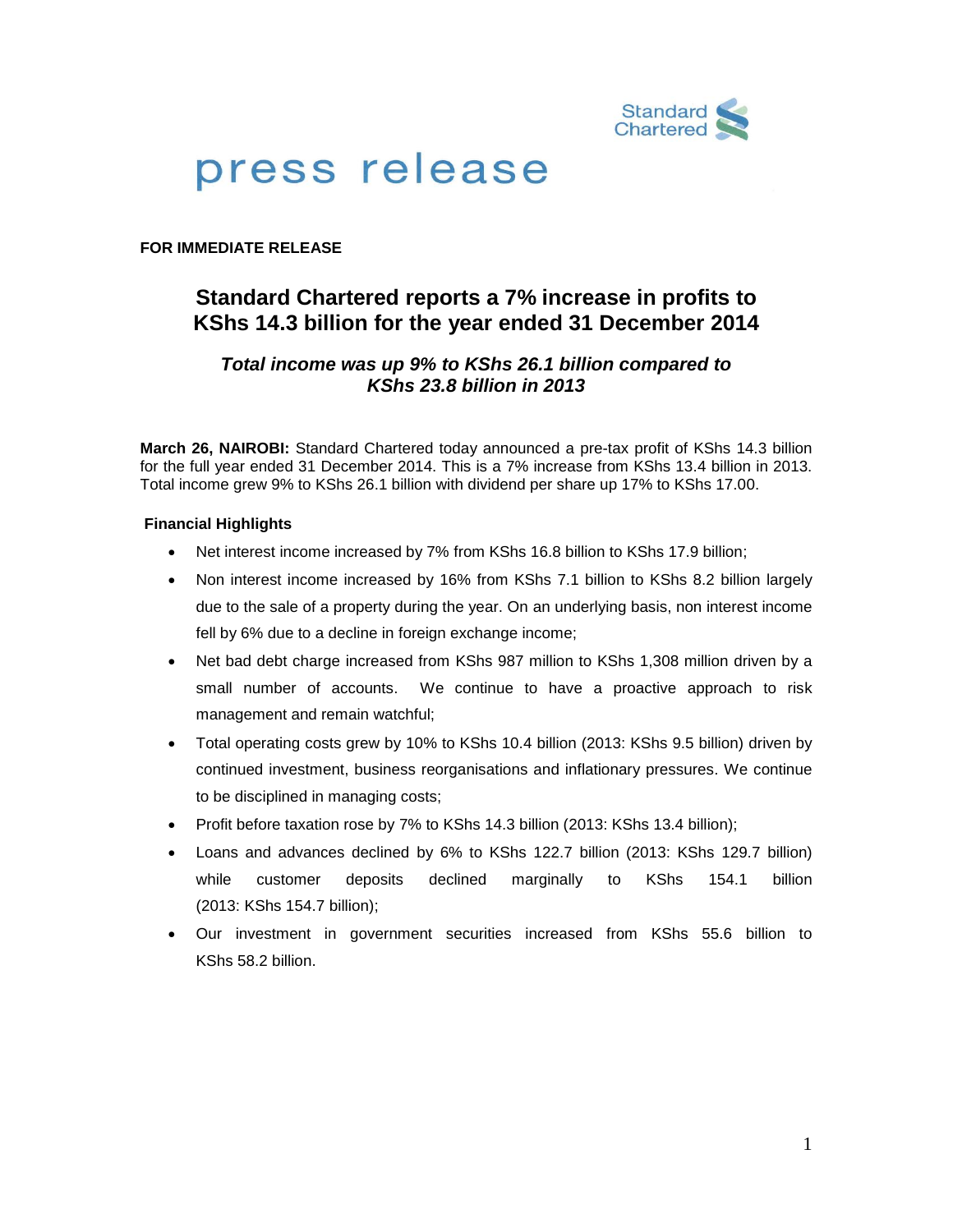Standard Chartered

# press release

**FOR IMMEDIATE RELEASE**

## Standard Chartered reports a 7% increase in profits to KShs 14.3 billion for the year ended 31 December 2014

### *Total income was up 9% to KShs 26.1 billion compared to KShs 23.8 billion in 2013*

**March 26, NAIROBI:** Standard Chartered today announced a pre-tax profit of KShs 14.3 billion for the full year ended 31 December 2014. This is a 7% increase from KShs 13.4 billion in 2013. Total income grew 9% to KShs 26.1 billion with dividend per share up 17% to KShs 17.00.

**Financial Highlights**

- Net interest income increased by 7% from KShs 16.8 billion to KShs 17.9 billion;
- Non interest income increased by 16% from KShs 7.1 billion to KShs 8.2 billion largely due to the sale of a property during the year. On an underlying basis, non interest income fell by 6% due to a decline in foreign exchange income;
- Net bad debt charge increased from KShs 987 million to KShs 1,308 million driven by a small number of accounts. We continue to have a proactive approach to risk management and remain watchful;
- Total operating costs grew by 10% to KShs 10.4 billion (2013: KShs 9.5 billion) driven by continued investment, business reorganisations and inflationary pressures. We continue to be disciplined in managing costs;
- Profit before taxation rose by 7% to KShs 14.3 billion (2013: KShs 13.4 billion);
- Loans and advances declined by 6% to KShs 122.7 billion (2013: KShs 129.7 billion) while customer deposits declined marginally to KShs 154.1 billion (2013: KShs 154.7 billion);
- Our investment in government securities increased from KShs 55.6 billion to KShs 58.2 billion.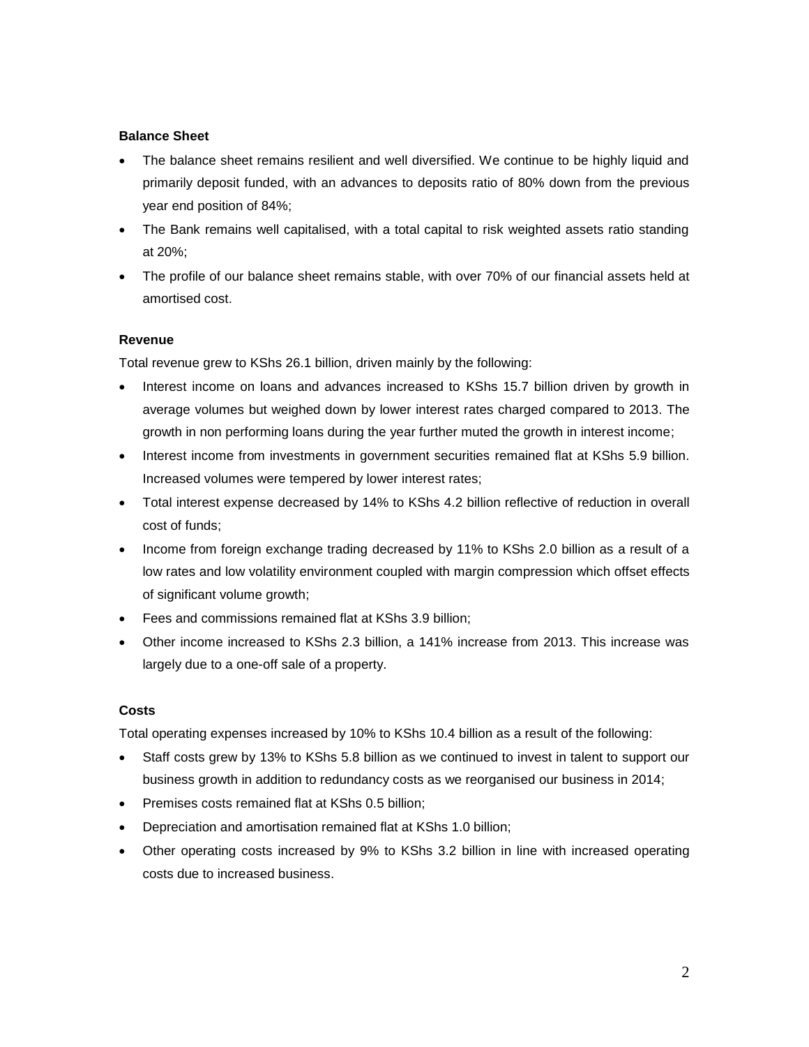**Balance Sheet**

- The balance sheet remains resilient and well diversified. We continue to be highly liquid and primarily deposit funded, with an advances to deposits ratio of 80% down from the previous year end position of 84%;
- The Bank remains well capitalised, with a total capital to risk weighted assets ratio standing at 20%;
- The profile of our balance sheet remains stable, with over 70% of our financial assets held at amortised cost.

**Revenue**

Total revenue grew to KShs 26.1 billion, driven mainly by the following:

- Interest income on loans and advances increased to KShs 15.7 billion driven by growth in average volumes but weighed down by lower interest rates charged compared to 2013. The growth in non performing loans during the year further muted the growth in interest income;
- Interest income from investments in government securities remained flat at KShs 5.9 billion. Increased volumes were tempered by lower interest rates;
- Total interest expense decreased by 14% to KShs 4.2 billion reflective of reduction in overall cost of funds;
- Income from foreign exchange trading decreased by 11% to KShs 2.0 billion as a result of a low rates and low volatility environment coupled with margin compression which offset effects of significant volume growth;
- Fees and commissions remained flat at KShs 3.9 billion;
- Other income increased to KShs 2.3 billion, a 141% increase from 2013. This increase was largely due to a one-off sale of a property.

**Costs**

Total operating expenses increased by 10% to KShs 10.4 billion as a result of the following:

- Staff costs grew by 13% to KShs 5.8 billion as we continued to invest in talent to support our business growth in addition to redundancy costs as we reorganised our business in 2014;
- Premises costs remained flat at KShs 0.5 billion;
- Depreciation and amortisation remained flat at KShs 1.0 billion;
- Other operating costs increased by 9% to KShs 3.2 billion in line with increased operating costs due to increased business.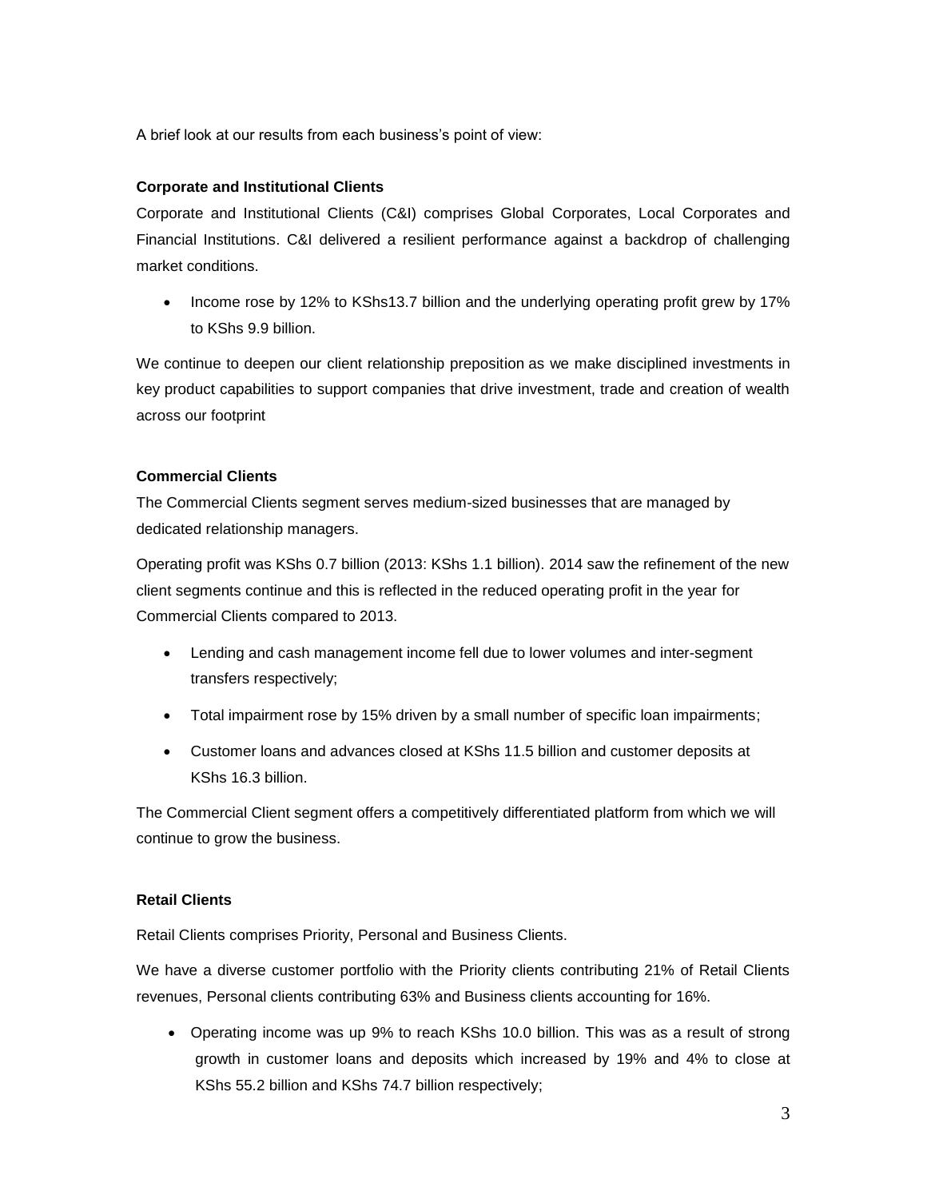A brief look at our results from each business's point of view:

**Corporate and Institutional Clients**

Corporate and Institutional Clients (C&I) comprises Global Corporates, Local Corporates and Financial Institutions. C&I delivered a resilient performance against a backdrop of challenging market conditions.

- Income rose by 12% to KShs13.7 billion and the underlying operating profit grew by 17% to KShs 9.9 billion.

We continue to deepen our client relationship preposition as we make disciplined investments in key product capabilities to support companies that drive investment, trade and creation of wealth across our footprint

**Commercial Clients**

The Commercial Clients segment serves medium-sized businesses that are managed by dedicated relationship managers.

Operating profit was KShs 0.7 billion (2013: KShs 1.1 billion). 2014 saw the refinement of the new client segments continue and this is reflected in the reduced operating profit in the year for Commercial Clients compared to 2013.

- Lending and cash management income fell due to lower volumes and inter-segment transfers respectively;
- Total impairment rose by 15% driven by a small number of specific loan impairments;
- Customer loans and advances closed at KShs 11.5 billion and customer deposits at KShs 16.3 billion.

The Commercial Client segment offers a competitively differentiated platform from which we will continue to grow the business.

**Retail Clients**

Retail Clients comprises Priority, Personal and Business Clients.

We have a diverse customer portfolio with the Priority clients contributing 21% of Retail Clients revenues, Personal clients contributing 63% and Business clients accounting for 16%.

- Operating income was up 9% to reach KShs 10.0 billion. This was as a result of strong growth in customer loans and deposits which increased by 19% and 4% to close at KShs 55.2 billion and KShs 74.7 billion respectively;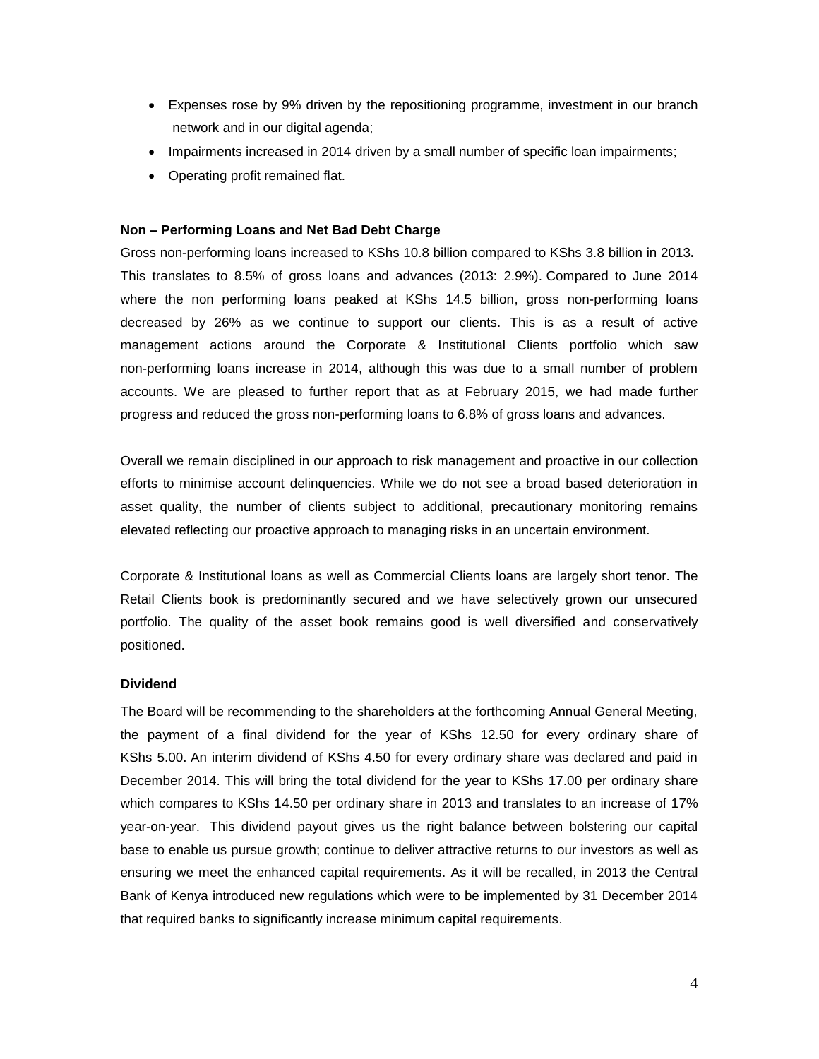- Expenses rose by 9% driven by the repositioning programme, investment in our branch network and in our digital agenda;
- Impairments increased in 2014 driven by a small number of specific loan impairments;
- Operating profit remained flat.

**Non – Performing Loans and Net Bad Debt Charge**

Gross non-performing loans increased to KShs 10.8 billion compared to KShs 3.8 billion in 2013**.** This translates to 8.5% of gross loans and advances (2013: 2.9%). Compared to June 2014 where the non performing loans peaked at KShs 14.5 billion, gross non-performing loans decreased by 26% as we continue to support our clients. This is as a result of active management actions around the Corporate & Institutional Clients portfolio which saw non-performing loans increase in 2014, although this was due to a small number of problem accounts. We are pleased to further report that as at February 2015, we had made further progress and reduced the gross non-performing loans to 6.8% of gross loans and advances.

Overall we remain disciplined in our approach to risk management and proactive in our collection efforts to minimise account delinquencies. While we do not see a broad based deterioration in asset quality, the number of clients subject to additional, precautionary monitoring remains elevated reflecting our proactive approach to managing risks in an uncertain environment.

Corporate & Institutional loans as well as Commercial Clients loans are largely short tenor. The Retail Clients book is predominantly secured and we have selectively grown our unsecured portfolio. The quality of the asset book remains good is well diversified and conservatively positioned.

**Dividend**

The Board will be recommending to the shareholders at the forthcoming Annual General Meeting, the payment of a final dividend for the year of KShs 12.50 for every ordinary share of KShs 5.00. An interim dividend of KShs 4.50 for every ordinary share was declared and paid in December 2014. This will bring the total dividend for the year to KShs 17.00 per ordinary share which compares to KShs 14.50 per ordinary share in 2013 and translates to an increase of 17% year-on-year. This dividend payout gives us the right balance between bolstering our capital base to enable us pursue growth; continue to deliver attractive returns to our investors as well as ensuring we meet the enhanced capital requirements. As it will be recalled, in 2013 the Central Bank of Kenya introduced new regulations which were to be implemented by 31 December 2014 that required banks to significantly increase minimum capital requirements.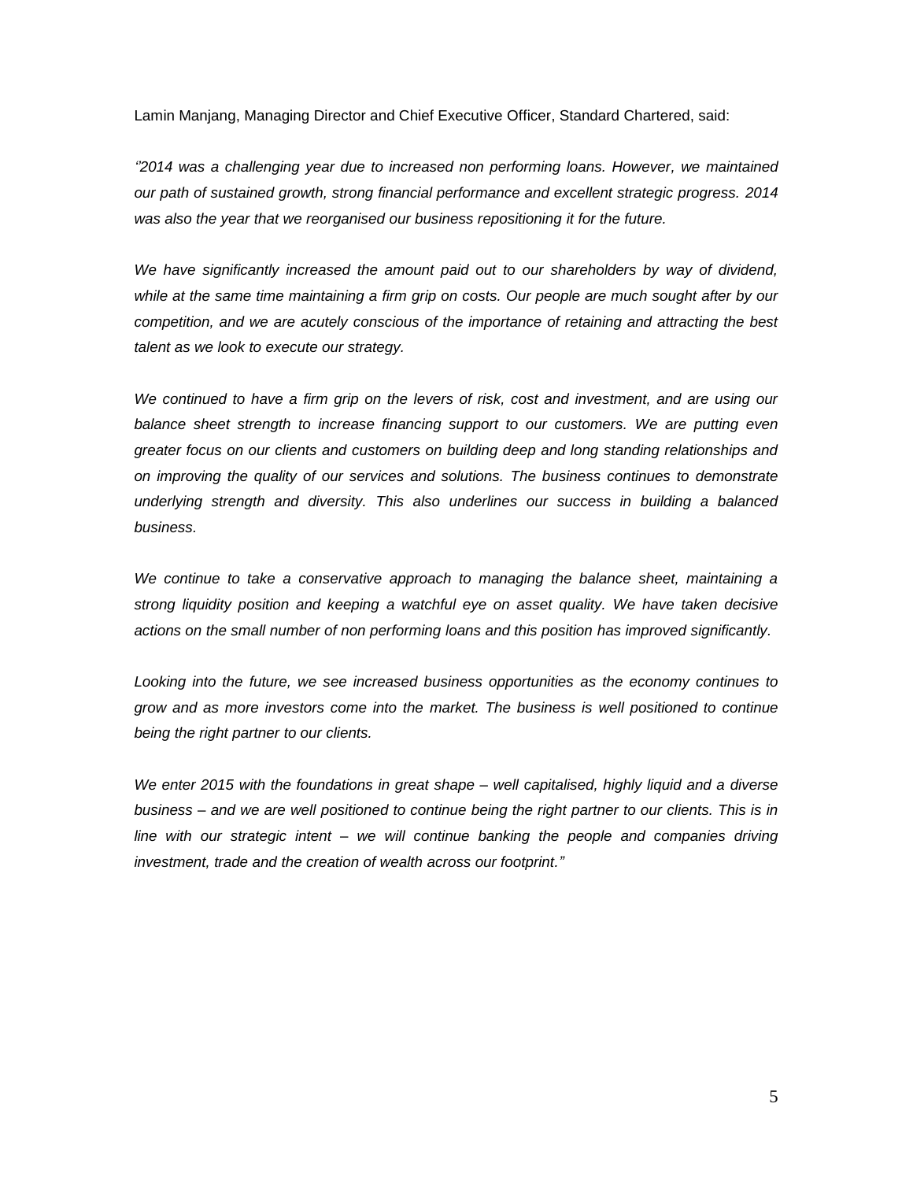Lamin Manjang, Managing Director and Chief Executive Officer, Standard Chartered, said:

*‘’2014 was a challenging year due to increased non performing loans. However, we maintained our path of sustained growth, strong financial performance and excellent strategic progress. 2014 was also the year that we reorganised our business repositioning it for the future.*

*We have significantly increased the amount paid out to our shareholders by way of dividend, while at the same time maintaining a firm grip on costs. Our people are much sought after by our competition, and we are acutely conscious of the importance of retaining and attracting the best talent as we look to execute our strategy.*

*We continued to have a firm grip on the levers of risk, cost and investment, and are using our balance sheet strength to increase financing support to our customers. We are putting even greater focus on our clients and customers on building deep and long standing relationships and on improving the quality of our services and solutions. The business continues to demonstrate underlying strength and diversity. This also underlines our success in building a balanced business.*

*We continue to take a conservative approach to managing the balance sheet, maintaining a strong liquidity position and keeping a watchful eye on asset quality. We have taken decisive actions on the small number of non performing loans and this position has improved significantly.*

*Looking into the future, we see increased business opportunities as the economy continues to grow and as more investors come into the market. The business is well positioned to continue being the right partner to our clients.*

*We enter 2015 with the foundations in great shape – well capitalised, highly liquid and a diverse business – and we are well positioned to continue being the right partner to our clients. This is in line with our strategic intent – we will continue banking the people and companies driving investment, trade and the creation of wealth across our footprint.”*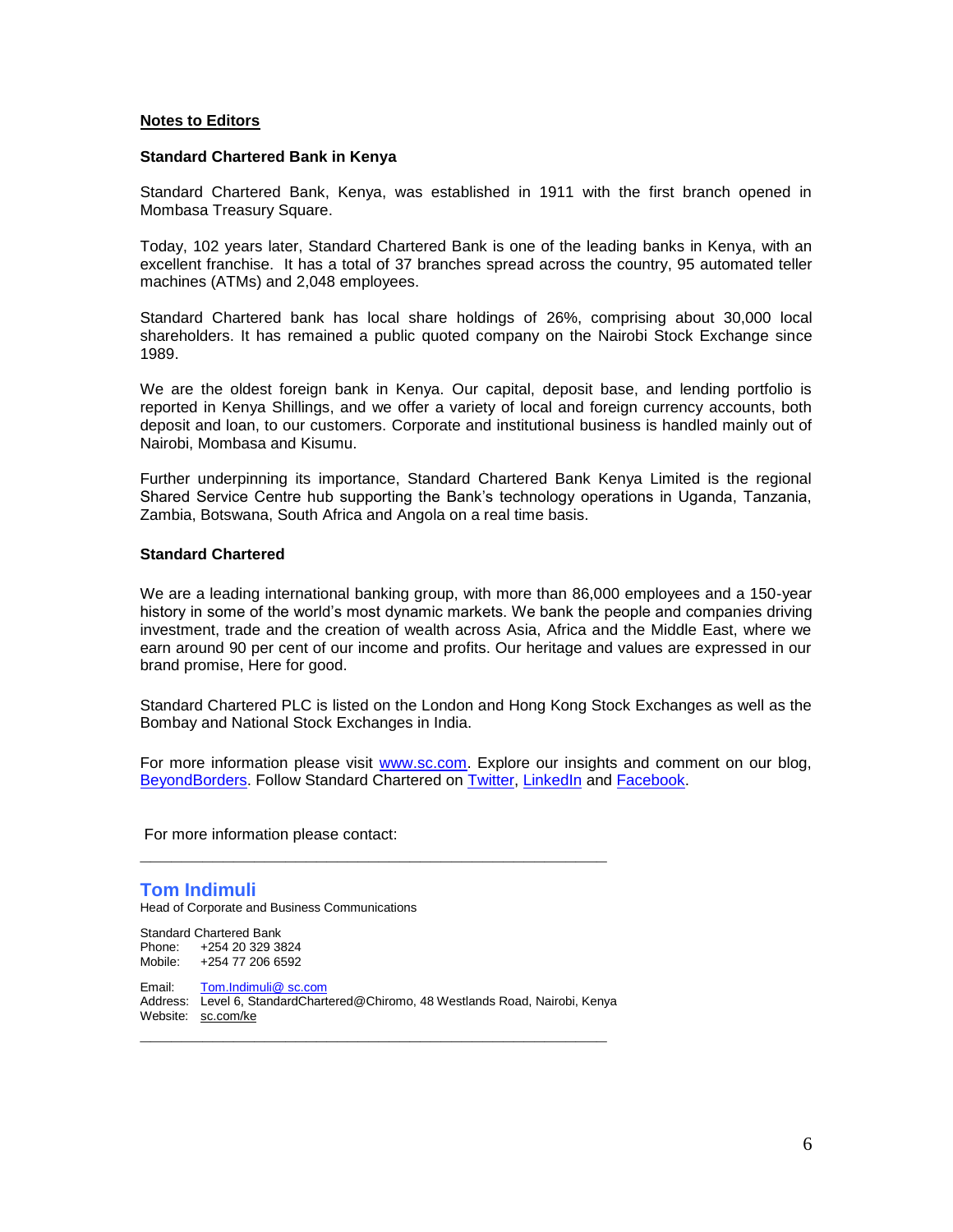## Notes to Editors

### Standard Chartered Bank in Kenya

Standard Chartered Bank, Kenya, was established in 1911 with the first branch opened in Mombasa Treasury Square.

Today, 102 years later, Standard Chartered Bank is one of the leading banks in Kenya, with an excellent franchise. It has a total of 37 branches spread across the country, 95 automated teller machines (ATMs) and 2,048 employees.

Standard Chartered bank has local share holdings of 26%, comprising about 30,000 local shareholders. It has remained a public quoted company on the Nairobi Stock Exchange since 1989.

We are the oldest foreign bank in Kenya. Our capital, deposit base, and lending portfolio is reported in Kenya Shillings, and we offer a variety of local and foreign currency accounts, both deposit and loan, to our customers. Corporate and institutional business is handled mainly out of Nairobi, Mombasa and Kisumu.

Further underpinning its importance, Standard Chartered Bank Kenya Limited is the regional Shared Service Centre hub supporting the Bank's technology operations in Uganda, Tanzania, Zambia, Botswana, South Africa and Angola on a real time basis.

### Standard Chartered

We are a leading international banking group, with more than 86,000 employees and a 150-year history in some of the world's most dynamic markets. We bank the people and companies driving investment, trade and the creation of wealth across Asia, Africa and the Middle East, where we earn around 90 per cent of our income and profits. Our heritage and values are expressed in our brand promise, Here for good.

Standard Chartered PLC is listed on the London and Hong Kong Stock Exchanges as well as the Bombay and National Stock Exchanges in India.

For more information please visit www.sc.com. Explore our insights and comment on our blog, BeyondBorders. Follow Standard Chartered on Twitter, LinkedIn and Facebook.

For more information please contact:

---

**Tom Indimuli**
Head of Corporate and Business Communications

Standard Chartered Bank
Phone: +254 20 329 3824
Mobile: +254 77 206 6592

Email: Tom.Indimuli@ sc.com
Address: Level 6, StandardChartered@Chiromo, 48 Westlands Road, Nairobi, Kenya
Website: sc.com/ke

---